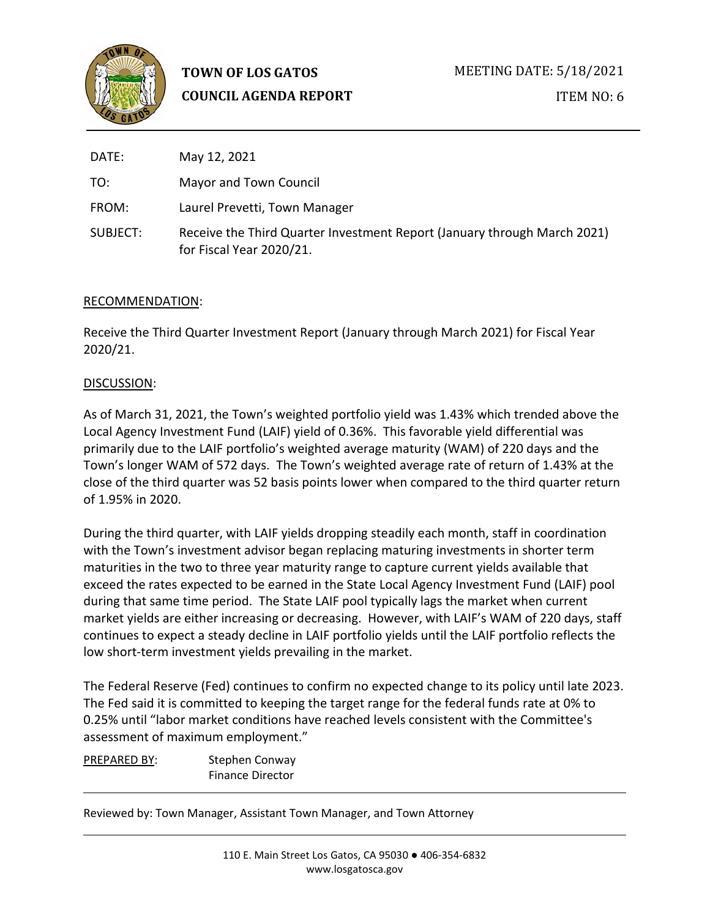**TOWN OF LOS GATOS**
**COUNCIL AGENDA REPORT**

MEETING DATE: 5/18/2021

ITEM NO: 6

| | |
|---|---|
| DATE: | May 12, 2021 |
| TO: | Mayor and Town Council |
| FROM: | Laurel Prevetti, Town Manager |
| SUBJECT: | Receive the Third Quarter Investment Report (January through March 2021) for Fiscal Year 2020/21. |

RECOMMENDATION:

Receive the Third Quarter Investment Report (January through March 2021) for Fiscal Year 2020/21.

DISCUSSION:

As of March 31, 2021, the Town's weighted portfolio yield was 1.43% which trended above the Local Agency Investment Fund (LAIF) yield of 0.36%. This favorable yield differential was primarily due to the LAIF portfolio's weighted average maturity (WAM) of 220 days and the Town's longer WAM of 572 days. The Town's weighted average rate of return of 1.43% at the close of the third quarter was 52 basis points lower when compared to the third quarter return of 1.95% in 2020.

During the third quarter, with LAIF yields dropping steadily each month, staff in coordination with the Town's investment advisor began replacing maturing investments in shorter term maturities in the two to three year maturity range to capture current yields available that exceed the rates expected to be earned in the State Local Agency Investment Fund (LAIF) pool during that same time period. The State LAIF pool typically lags the market when current market yields are either increasing or decreasing. However, with LAIF's WAM of 220 days, staff continues to expect a steady decline in LAIF portfolio yields until the LAIF portfolio reflects the low short-term investment yields prevailing in the market.

The Federal Reserve (Fed) continues to confirm no expected change to its policy until late 2023. The Fed said it is committed to keeping the target range for the federal funds rate at 0% to 0.25% until "labor market conditions have reached levels consistent with the Committee's assessment of maximum employment."

PREPARED BY: Stephen Conway
Finance Director

Reviewed by: Town Manager, Assistant Town Manager, and Town Attorney

110 E. Main Street Los Gatos, CA 95030 ● 406-354-6832
www.losgatosca.gov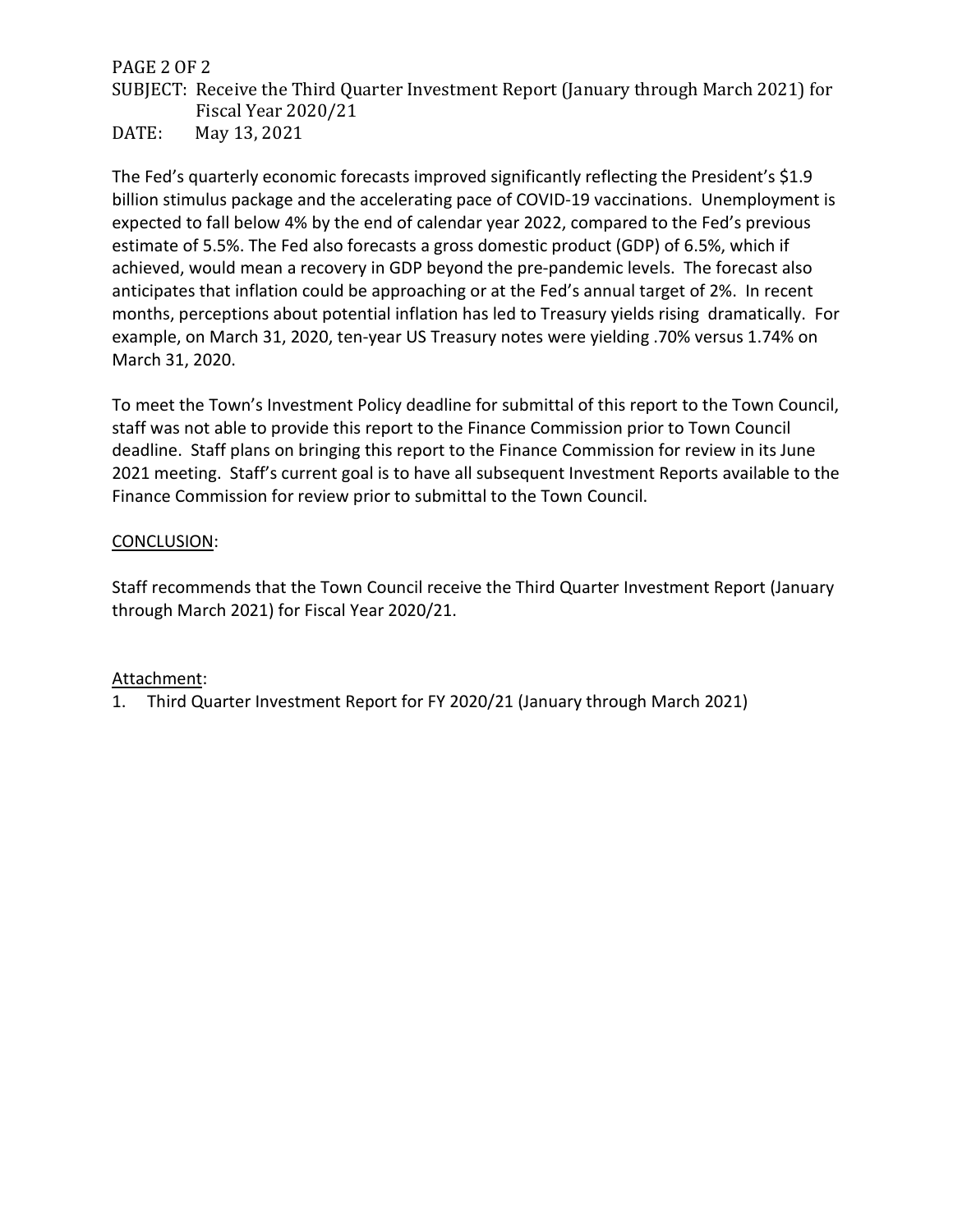The Fed's quarterly economic forecasts improved significantly reflecting the President's $1.9 billion stimulus package and the accelerating pace of COVID-19 vaccinations. Unemployment is expected to fall below 4% by the end of calendar year 2022, compared to the Fed's previous estimate of 5.5%. The Fed also forecasts a gross domestic product (GDP) of 6.5%, which if achieved, would mean a recovery in GDP beyond the pre-pandemic levels. The forecast also anticipates that inflation could be approaching or at the Fed's annual target of 2%. In recent months, perceptions about potential inflation has led to Treasury yields rising dramatically. For example, on March 31, 2020, ten-year US Treasury notes were yielding .70% versus 1.74% on March 31, 2020.

To meet the Town's Investment Policy deadline for submittal of this report to the Town Council, staff was not able to provide this report to the Finance Commission prior to Town Council deadline. Staff plans on bringing this report to the Finance Commission for review in its June 2021 meeting. Staff's current goal is to have all subsequent Investment Reports available to the Finance Commission for review prior to submittal to the Town Council.

## CONCLUSION:

Staff recommends that the Town Council receive the Third Quarter Investment Report (January through March 2021) for Fiscal Year 2020/21.

## Attachment:

1. Third Quarter Investment Report for FY 2020/21 (January through March 2021)